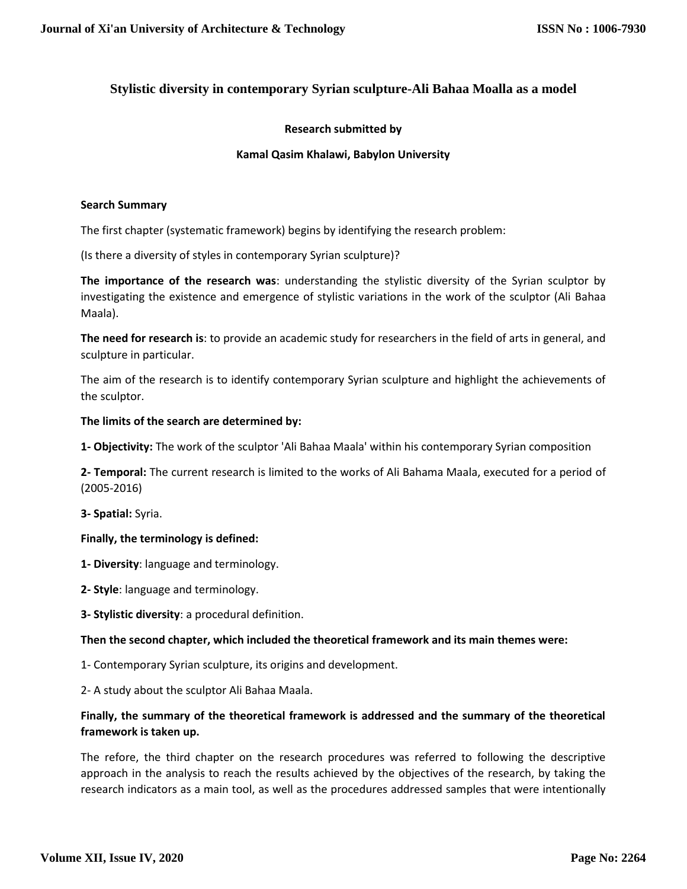# Stylistic diversity in contemporary Syrian sculpture-Ali Bahaa Moalla as a model

**Research submitted by**

**Kamal Qasim Khalawi, Babylon University**

**Search Summary**

The first chapter (systematic framework) begins by identifying the research problem:

(Is there a diversity of styles in contemporary Syrian sculpture)?

**The importance of the research was**: understanding the stylistic diversity of the Syrian sculptor by investigating the existence and emergence of stylistic variations in the work of the sculptor (Ali Bahaa Maala).

**The need for research is**: to provide an academic study for researchers in the field of arts in general, and sculpture in particular.

The aim of the research is to identify contemporary Syrian sculpture and highlight the achievements of the sculptor.

**The limits of the search are determined by:**

**1- Objectivity:** The work of the sculptor 'Ali Bahaa Maala' within his contemporary Syrian composition

**2- Temporal:** The current research is limited to the works of Ali Bahama Maala, executed for a period of (2005-2016)

**3- Spatial:** Syria.

**Finally, the terminology is defined:**

**1- Diversity**: language and terminology.

**2- Style**: language and terminology.

**3- Stylistic diversity**: a procedural definition.

**Then the second chapter, which included the theoretical framework and its main themes were:**

1- Contemporary Syrian sculpture, its origins and development.

2- A study about the sculptor Ali Bahaa Maala.

**Finally, the summary of the theoretical framework is addressed and the summary of the theoretical framework is taken up.**

The refore, the third chapter on the research procedures was referred to following the descriptive approach in the analysis to reach the results achieved by the objectives of the research, by taking the research indicators as a main tool, as well as the procedures addressed samples that were intentionally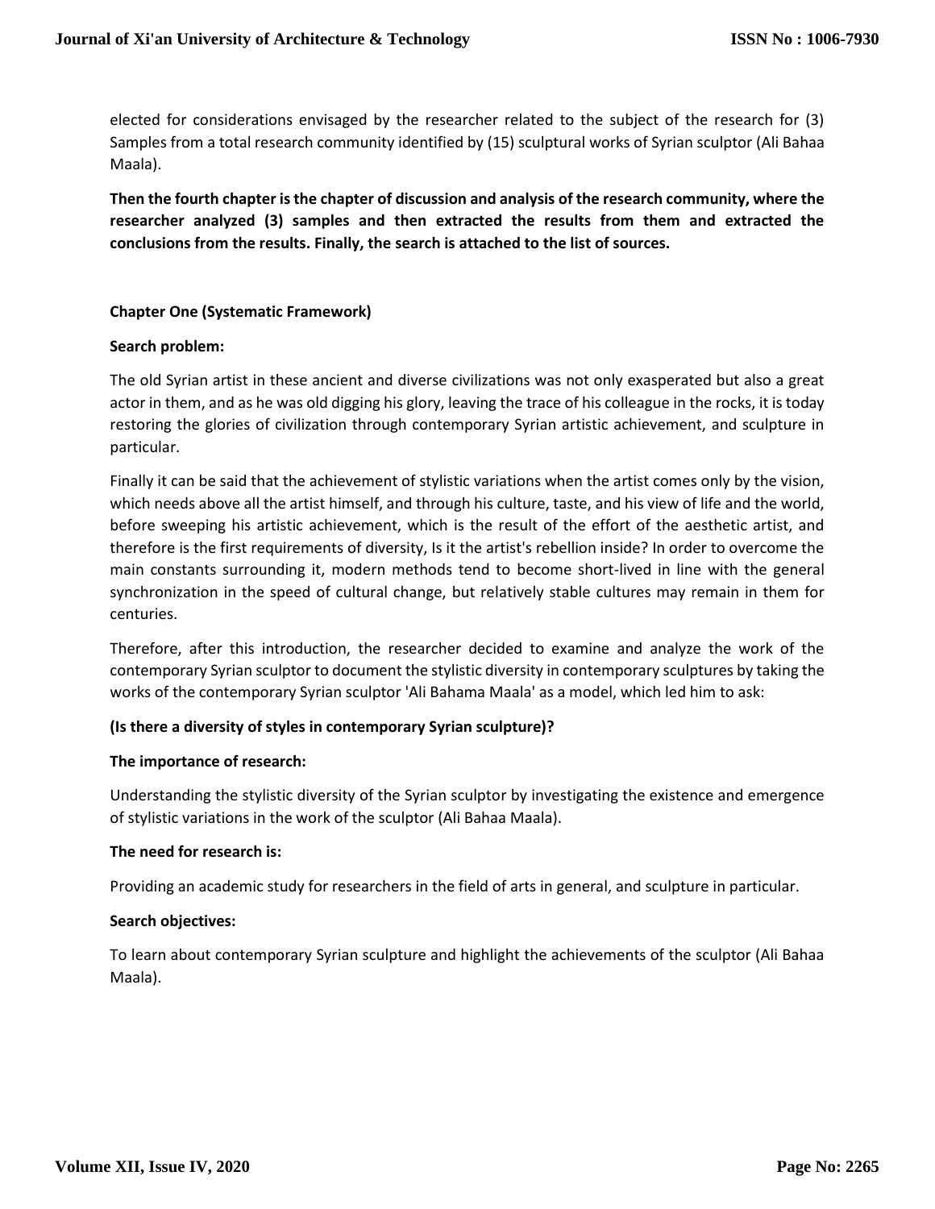elected for considerations envisaged by the researcher related to the subject of the research for (3) Samples from a total research community identified by (15) sculptural works of Syrian sculptor (Ali Bahaa Maala).

**Then the fourth chapter is the chapter of discussion and analysis of the research community, where the researcher analyzed (3) samples and then extracted the results from them and extracted the conclusions from the results. Finally, the search is attached to the list of sources.**

**Chapter One (Systematic Framework)**

**Search problem:**

The old Syrian artist in these ancient and diverse civilizations was not only exasperated but also a great actor in them, and as he was old digging his glory, leaving the trace of his colleague in the rocks, it is today restoring the glories of civilization through contemporary Syrian artistic achievement, and sculpture in particular.

Finally it can be said that the achievement of stylistic variations when the artist comes only by the vision, which needs above all the artist himself, and through his culture, taste, and his view of life and the world, before sweeping his artistic achievement, which is the result of the effort of the aesthetic artist, and therefore is the first requirements of diversity, Is it the artist's rebellion inside? In order to overcome the main constants surrounding it, modern methods tend to become short-lived in line with the general synchronization in the speed of cultural change, but relatively stable cultures may remain in them for centuries.

Therefore, after this introduction, the researcher decided to examine and analyze the work of the contemporary Syrian sculptor to document the stylistic diversity in contemporary sculptures by taking the works of the contemporary Syrian sculptor 'Ali Bahama Maala' as a model, which led him to ask:

**(Is there a diversity of styles in contemporary Syrian sculpture)?**

**The importance of research:**

Understanding the stylistic diversity of the Syrian sculptor by investigating the existence and emergence of stylistic variations in the work of the sculptor (Ali Bahaa Maala).

**The need for research is:**

Providing an academic study for researchers in the field of arts in general, and sculpture in particular.

**Search objectives:**

To learn about contemporary Syrian sculpture and highlight the achievements of the sculptor (Ali Bahaa Maala).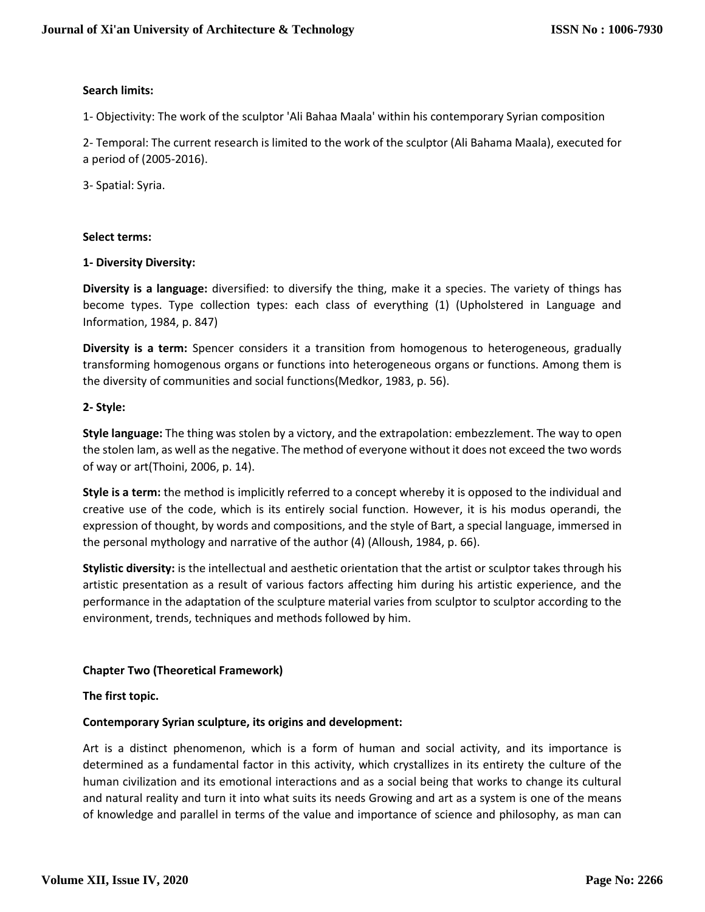**Search limits:**

1- Objectivity: The work of the sculptor 'Ali Bahaa Maala' within his contemporary Syrian composition

2- Temporal: The current research is limited to the work of the sculptor (Ali Bahama Maala), executed for a period of (2005-2016).

3- Spatial: Syria.

**Select terms:**

**1- Diversity Diversity:**

**Diversity is a language:** diversified: to diversify the thing, make it a species. The variety of things has become types. Type collection types: each class of everything (1) (Upholstered in Language and Information, 1984, p. 847)

**Diversity is a term:** Spencer considers it a transition from homogenous to heterogeneous, gradually transforming homogenous organs or functions into heterogeneous organs or functions. Among them is the diversity of communities and social functions(Medkor, 1983, p. 56).

**2- Style:**

**Style language:** The thing was stolen by a victory, and the extrapolation: embezzlement. The way to open the stolen lam, as well as the negative. The method of everyone without it does not exceed the two words of way or art(Thoini, 2006, p. 14).

**Style is a term:** the method is implicitly referred to a concept whereby it is opposed to the individual and creative use of the code, which is its entirely social function. However, it is his modus operandi, the expression of thought, by words and compositions, and the style of Bart, a special language, immersed in the personal mythology and narrative of the author (4) (Alloush, 1984, p. 66).

**Stylistic diversity:** is the intellectual and aesthetic orientation that the artist or sculptor takes through his artistic presentation as a result of various factors affecting him during his artistic experience, and the performance in the adaptation of the sculpture material varies from sculptor to sculptor according to the environment, trends, techniques and methods followed by him.

**Chapter Two (Theoretical Framework)**

**The first topic.**

**Contemporary Syrian sculpture, its origins and development:**

Art is a distinct phenomenon, which is a form of human and social activity, and its importance is determined as a fundamental factor in this activity, which crystallizes in its entirety the culture of the human civilization and its emotional interactions and as a social being that works to change its cultural and natural reality and turn it into what suits its needs Growing and art as a system is one of the means of knowledge and parallel in terms of the value and importance of science and philosophy, as man can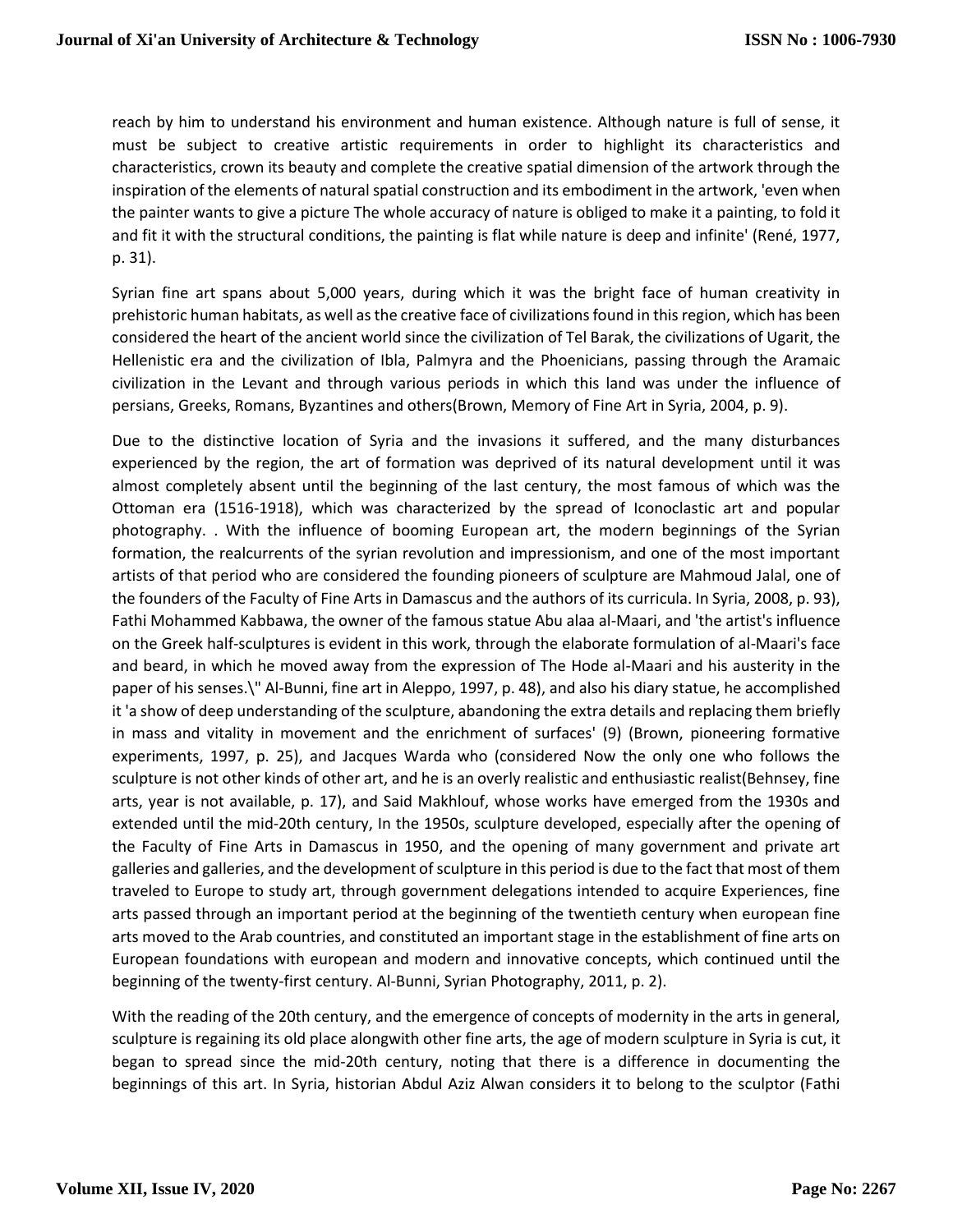reach by him to understand his environment and human existence. Although nature is full of sense, it must be subject to creative artistic requirements in order to highlight its characteristics and characteristics, crown its beauty and complete the creative spatial dimension of the artwork through the inspiration of the elements of natural spatial construction and its embodiment in the artwork, 'even when the painter wants to give a picture The whole accuracy of nature is obliged to make it a painting, to fold it and fit it with the structural conditions, the painting is flat while nature is deep and infinite' (René, 1977, p. 31).

Syrian fine art spans about 5,000 years, during which it was the bright face of human creativity in prehistoric human habitats, as well as the creative face of civilizations found in this region, which has been considered the heart of the ancient world since the civilization of Tel Barak, the civilizations of Ugarit, the Hellenistic era and the civilization of Ibla, Palmyra and the Phoenicians, passing through the Aramaic civilization in the Levant and through various periods in which this land was under the influence of persians, Greeks, Romans, Byzantines and others(Brown, Memory of Fine Art in Syria, 2004, p. 9).

Due to the distinctive location of Syria and the invasions it suffered, and the many disturbances experienced by the region, the art of formation was deprived of its natural development until it was almost completely absent until the beginning of the last century, the most famous of which was the Ottoman era (1516-1918), which was characterized by the spread of Iconoclastic art and popular photography. . With the influence of booming European art, the modern beginnings of the Syrian formation, the realcurrents of the syrian revolution and impressionism, and one of the most important artists of that period who are considered the founding pioneers of sculpture are Mahmoud Jalal, one of the founders of the Faculty of Fine Arts in Damascus and the authors of its curricula. In Syria, 2008, p. 93), Fathi Mohammed Kabbawa, the owner of the famous statue Abu alaa al-Maari, and 'the artist's influence on the Greek half-sculptures is evident in this work, through the elaborate formulation of al-Maari's face and beard, in which he moved away from the expression of The Hode al-Maari and his austerity in the paper of his senses.\" Al-Bunni, fine art in Aleppo, 1997, p. 48), and also his diary statue, he accomplished it 'a show of deep understanding of the sculpture, abandoning the extra details and replacing them briefly in mass and vitality in movement and the enrichment of surfaces' (9) (Brown, pioneering formative experiments, 1997, p. 25), and Jacques Warda who (considered Now the only one who follows the sculpture is not other kinds of other art, and he is an overly realistic and enthusiastic realist(Behnsey, fine arts, year is not available, p. 17), and Said Makhlouf, whose works have emerged from the 1930s and extended until the mid-20th century, In the 1950s, sculpture developed, especially after the opening of the Faculty of Fine Arts in Damascus in 1950, and the opening of many government and private art galleries and galleries, and the development of sculpture in this period is due to the fact that most of them traveled to Europe to study art, through government delegations intended to acquire Experiences, fine arts passed through an important period at the beginning of the twentieth century when european fine arts moved to the Arab countries, and constituted an important stage in the establishment of fine arts on European foundations with european and modern and innovative concepts, which continued until the beginning of the twenty-first century. Al-Bunni, Syrian Photography, 2011, p. 2).

With the reading of the 20th century, and the emergence of concepts of modernity in the arts in general, sculpture is regaining its old place alongwith other fine arts, the age of modern sculpture in Syria is cut, it began to spread since the mid-20th century, noting that there is a difference in documenting the beginnings of this art. In Syria, historian Abdul Aziz Alwan considers it to belong to the sculptor (Fathi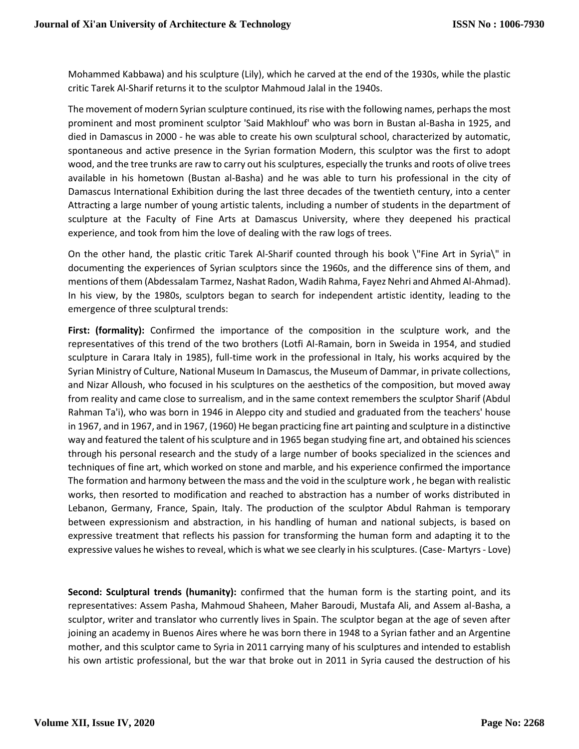Mohammed Kabbawa) and his sculpture (Lily), which he carved at the end of the 1930s, while the plastic critic Tarek Al-Sharif returns it to the sculptor Mahmoud Jalal in the 1940s.

The movement of modern Syrian sculpture continued, its rise with the following names, perhaps the most prominent and most prominent sculptor 'Said Makhlouf' who was born in Bustan al-Basha in 1925, and died in Damascus in 2000 - he was able to create his own sculptural school, characterized by automatic, spontaneous and active presence in the Syrian formation Modern, this sculptor was the first to adopt wood, and the tree trunks are raw to carry out his sculptures, especially the trunks and roots of olive trees available in his hometown (Bustan al-Basha) and he was able to turn his professional in the city of Damascus International Exhibition during the last three decades of the twentieth century, into a center Attracting a large number of young artistic talents, including a number of students in the department of sculpture at the Faculty of Fine Arts at Damascus University, where they deepened his practical experience, and took from him the love of dealing with the raw logs of trees.

On the other hand, the plastic critic Tarek Al-Sharif counted through his book \"Fine Art in Syria\" in documenting the experiences of Syrian sculptors since the 1960s, and the difference sins of them, and mentions of them (Abdessalam Tarmez, Nashat Radon, Wadih Rahma, Fayez Nehri and Ahmed Al-Ahmad). In his view, by the 1980s, sculptors began to search for independent artistic identity, leading to the emergence of three sculptural trends:

**First: (formality):** Confirmed the importance of the composition in the sculpture work, and the representatives of this trend of the two brothers (Lotfi Al-Ramain, born in Sweida in 1954, and studied sculpture in Carara Italy in 1985), full-time work in the professional in Italy, his works acquired by the Syrian Ministry of Culture, National Museum In Damascus, the Museum of Dammar, in private collections, and Nizar Alloush, who focused in his sculptures on the aesthetics of the composition, but moved away from reality and came close to surrealism, and in the same context remembers the sculptor Sharif (Abdul Rahman Ta'i), who was born in 1946 in Aleppo city and studied and graduated from the teachers' house in 1967, and in 1967, and in 1967, (1960) He began practicing fine art painting and sculpture in a distinctive way and featured the talent of his sculpture and in 1965 began studying fine art, and obtained his sciences through his personal research and the study of a large number of books specialized in the sciences and techniques of fine art, which worked on stone and marble, and his experience confirmed the importance The formation and harmony between the mass and the void in the sculpture work , he began with realistic works, then resorted to modification and reached to abstraction has a number of works distributed in Lebanon, Germany, France, Spain, Italy. The production of the sculptor Abdul Rahman is temporary between expressionism and abstraction, in his handling of human and national subjects, is based on expressive treatment that reflects his passion for transforming the human form and adapting it to the expressive values he wishes to reveal, which is what we see clearly in his sculptures. (Case- Martyrs - Love)

**Second: Sculptural trends (humanity):** confirmed that the human form is the starting point, and its representatives: Assem Pasha, Mahmoud Shaheen, Maher Baroudi, Mustafa Ali, and Assem al-Basha, a sculptor, writer and translator who currently lives in Spain. The sculptor began at the age of seven after joining an academy in Buenos Aires where he was born there in 1948 to a Syrian father and an Argentine mother, and this sculptor came to Syria in 2011 carrying many of his sculptures and intended to establish his own artistic professional, but the war that broke out in 2011 in Syria caused the destruction of his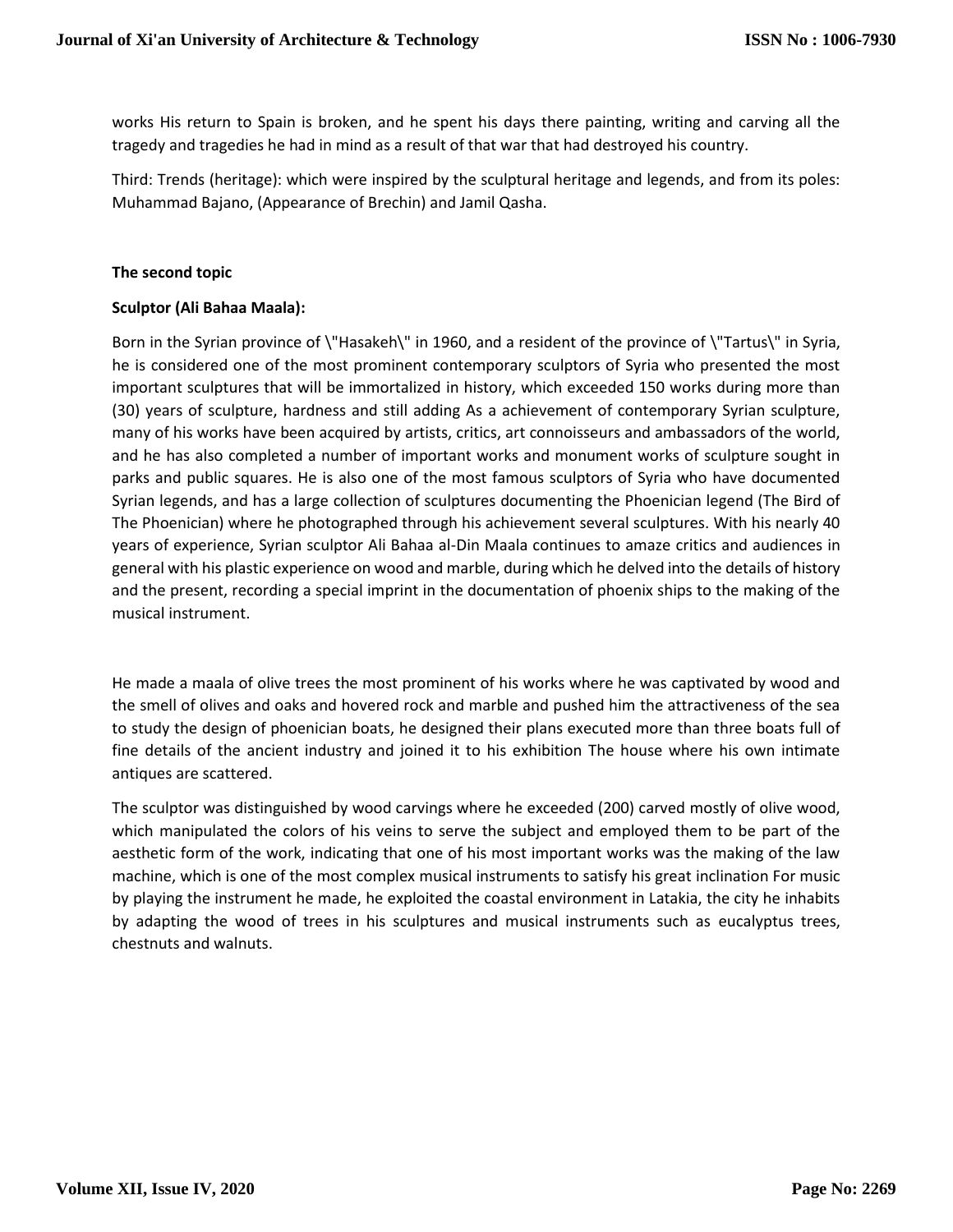works His return to Spain is broken, and he spent his days there painting, writing and carving all the tragedy and tragedies he had in mind as a result of that war that had destroyed his country.

Third: Trends (heritage): which were inspired by the sculptural heritage and legends, and from its poles: Muhammad Bajano, (Appearance of Brechin) and Jamil Qasha.

**The second topic**

**Sculptor (Ali Bahaa Maala):**

Born in the Syrian province of \"Hasakeh\" in 1960, and a resident of the province of \"Tartus\" in Syria, he is considered one of the most prominent contemporary sculptors of Syria who presented the most important sculptures that will be immortalized in history, which exceeded 150 works during more than (30) years of sculpture, hardness and still adding As a achievement of contemporary Syrian sculpture, many of his works have been acquired by artists, critics, art connoisseurs and ambassadors of the world, and he has also completed a number of important works and monument works of sculpture sought in parks and public squares. He is also one of the most famous sculptors of Syria who have documented Syrian legends, and has a large collection of sculptures documenting the Phoenician legend (The Bird of The Phoenician) where he photographed through his achievement several sculptures. With his nearly 40 years of experience, Syrian sculptor Ali Bahaa al-Din Maala continues to amaze critics and audiences in general with his plastic experience on wood and marble, during which he delved into the details of history and the present, recording a special imprint in the documentation of phoenix ships to the making of the musical instrument.

He made a maala of olive trees the most prominent of his works where he was captivated by wood and the smell of olives and oaks and hovered rock and marble and pushed him the attractiveness of the sea to study the design of phoenician boats, he designed their plans executed more than three boats full of fine details of the ancient industry and joined it to his exhibition The house where his own intimate antiques are scattered.

The sculptor was distinguished by wood carvings where he exceeded (200) carved mostly of olive wood, which manipulated the colors of his veins to serve the subject and employed them to be part of the aesthetic form of the work, indicating that one of his most important works was the making of the law machine, which is one of the most complex musical instruments to satisfy his great inclination For music by playing the instrument he made, he exploited the coastal environment in Latakia, the city he inhabits by adapting the wood of trees in his sculptures and musical instruments such as eucalyptus trees, chestnuts and walnuts.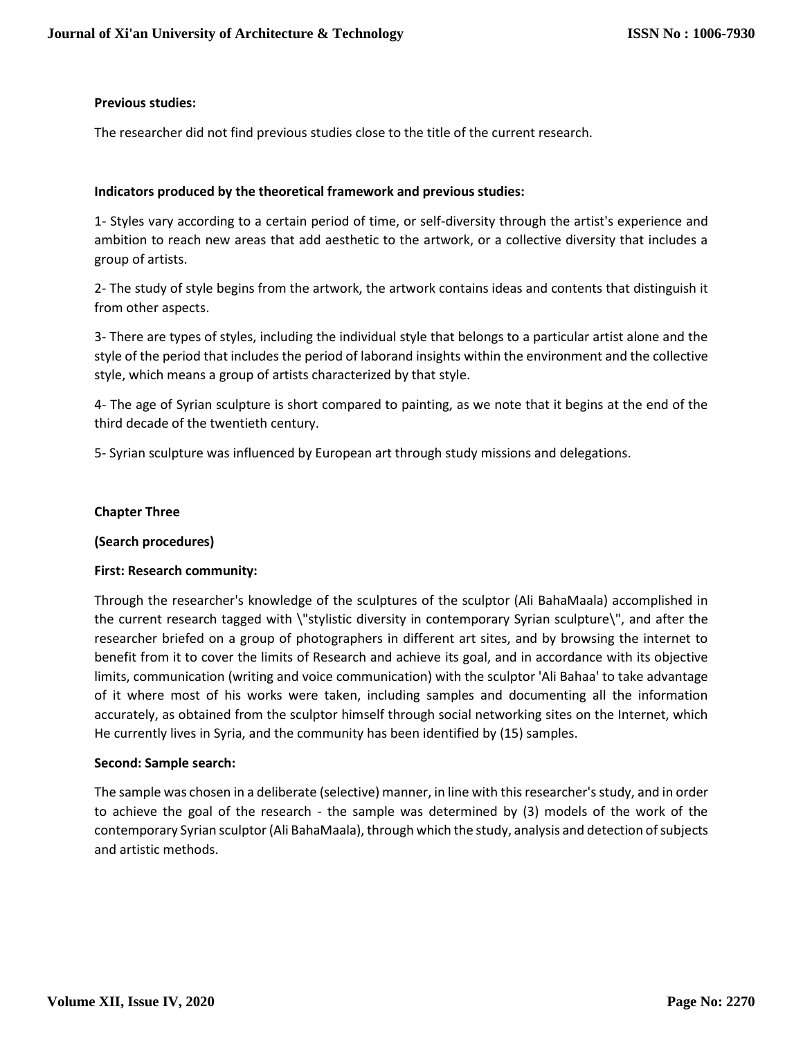**Previous studies:**

The researcher did not find previous studies close to the title of the current research.

**Indicators produced by the theoretical framework and previous studies:**

1- Styles vary according to a certain period of time, or self-diversity through the artist's experience and ambition to reach new areas that add aesthetic to the artwork, or a collective diversity that includes a group of artists.

2- The study of style begins from the artwork, the artwork contains ideas and contents that distinguish it from other aspects.

3- There are types of styles, including the individual style that belongs to a particular artist alone and the style of the period that includes the period of laborand insights within the environment and the collective style, which means a group of artists characterized by that style.

4- The age of Syrian sculpture is short compared to painting, as we note that it begins at the end of the third decade of the twentieth century.

5- Syrian sculpture was influenced by European art through study missions and delegations.

**Chapter Three**

**(Search procedures)**

**First: Research community:**

Through the researcher's knowledge of the sculptures of the sculptor (Ali BahaMaala) accomplished in the current research tagged with \"stylistic diversity in contemporary Syrian sculpture\", and after the researcher briefed on a group of photographers in different art sites, and by browsing the internet to benefit from it to cover the limits of Research and achieve its goal, and in accordance with its objective limits, communication (writing and voice communication) with the sculptor 'Ali Bahaa' to take advantage of it where most of his works were taken, including samples and documenting all the information accurately, as obtained from the sculptor himself through social networking sites on the Internet, which He currently lives in Syria, and the community has been identified by (15) samples.

**Second: Sample search:**

The sample was chosen in a deliberate (selective) manner, in line with this researcher's study, and in order to achieve the goal of the research - the sample was determined by (3) models of the work of the contemporary Syrian sculptor (Ali BahaMaala), through which the study, analysis and detection of subjects and artistic methods.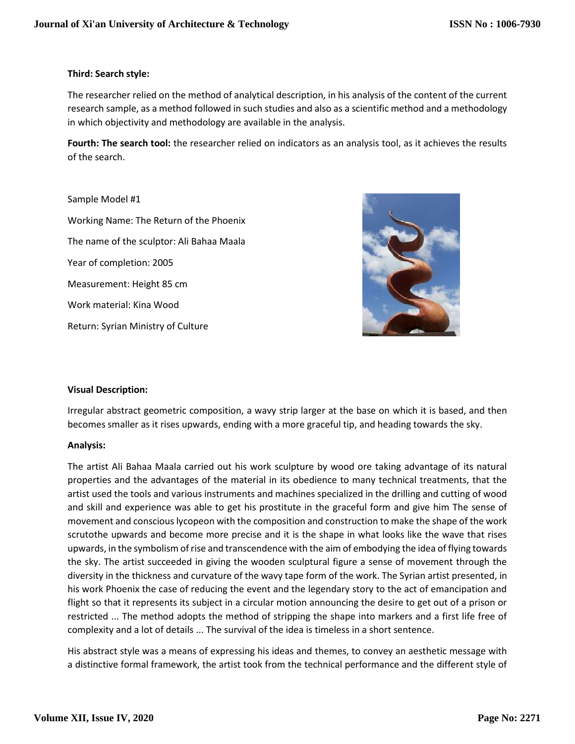**Third: Search style:**

The researcher relied on the method of analytical description, in his analysis of the content of the current research sample, as a method followed in such studies and also as a scientific method and a methodology in which objectivity and methodology are available in the analysis.

**Fourth: The search tool:** the researcher relied on indicators as an analysis tool, as it achieves the results of the search.

Sample Model #1

Working Name: The Return of the Phoenix

The name of the sculptor: Ali Bahaa Maala

Year of completion: 2005

Measurement: Height 85 cm

Work material: Kina Wood

Return: Syrian Ministry of Culture

**Visual Description:**

Irregular abstract geometric composition, a wavy strip larger at the base on which it is based, and then becomes smaller as it rises upwards, ending with a more graceful tip, and heading towards the sky.

**Analysis:**

The artist Ali Bahaa Maala carried out his work sculpture by wood ore taking advantage of its natural properties and the advantages of the material in its obedience to many technical treatments, that the artist used the tools and various instruments and machines specialized in the drilling and cutting of wood and skill and experience was able to get his prostitute in the graceful form and give him The sense of movement and conscious lycopeon with the composition and construction to make the shape of the work scrutothe upwards and become more precise and it is the shape in what looks like the wave that rises upwards, in the symbolism of rise and transcendence with the aim of embodying the idea of flying towards the sky. The artist succeeded in giving the wooden sculptural figure a sense of movement through the diversity in the thickness and curvature of the wavy tape form of the work. The Syrian artist presented, in his work Phoenix the case of reducing the event and the legendary story to the act of emancipation and flight so that it represents its subject in a circular motion announcing the desire to get out of a prison or restricted ... The method adopts the method of stripping the shape into markers and a first life free of complexity and a lot of details ... The survival of the idea is timeless in a short sentence.

His abstract style was a means of expressing his ideas and themes, to convey an aesthetic message with a distinctive formal framework, the artist took from the technical performance and the different style of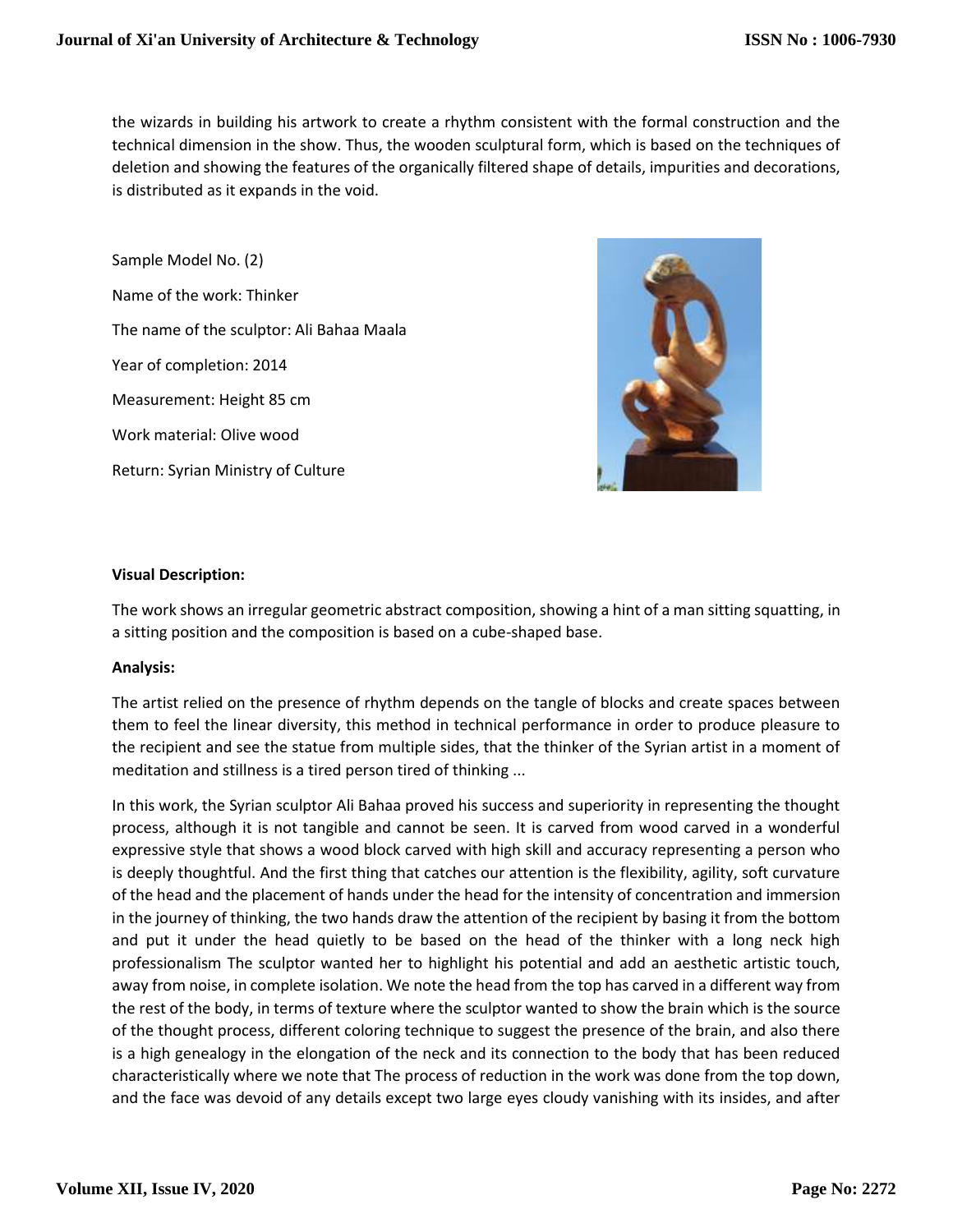the wizards in building his artwork to create a rhythm consistent with the formal construction and the technical dimension in the show. Thus, the wooden sculptural form, which is based on the techniques of deletion and showing the features of the organically filtered shape of details, impurities and decorations, is distributed as it expands in the void.

Sample Model No. (2)

Name of the work: Thinker

The name of the sculptor: Ali Bahaa Maala

Year of completion: 2014

Measurement: Height 85 cm

Work material: Olive wood

Return: Syrian Ministry of Culture

**Visual Description:**

The work shows an irregular geometric abstract composition, showing a hint of a man sitting squatting, in a sitting position and the composition is based on a cube-shaped base.

**Analysis:**

The artist relied on the presence of rhythm depends on the tangle of blocks and create spaces between them to feel the linear diversity, this method in technical performance in order to produce pleasure to the recipient and see the statue from multiple sides, that the thinker of the Syrian artist in a moment of meditation and stillness is a tired person tired of thinking ...

In this work, the Syrian sculptor Ali Bahaa proved his success and superiority in representing the thought process, although it is not tangible and cannot be seen. It is carved from wood carved in a wonderful expressive style that shows a wood block carved with high skill and accuracy representing a person who is deeply thoughtful. And the first thing that catches our attention is the flexibility, agility, soft curvature of the head and the placement of hands under the head for the intensity of concentration and immersion in the journey of thinking, the two hands draw the attention of the recipient by basing it from the bottom and put it under the head quietly to be based on the head of the thinker with a long neck high professionalism The sculptor wanted her to highlight his potential and add an aesthetic artistic touch, away from noise, in complete isolation. We note the head from the top has carved in a different way from the rest of the body, in terms of texture where the sculptor wanted to show the brain which is the source of the thought process, different coloring technique to suggest the presence of the brain, and also there is a high genealogy in the elongation of the neck and its connection to the body that has been reduced characteristically where we note that The process of reduction in the work was done from the top down, and the face was devoid of any details except two large eyes cloudy vanishing with its insides, and after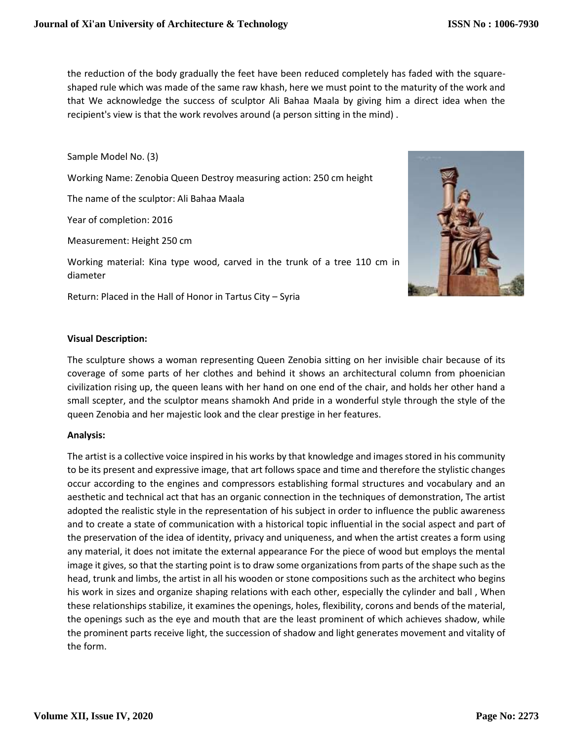the reduction of the body gradually the feet have been reduced completely has faded with the square-shaped rule which was made of the same raw khash, here we must point to the maturity of the work and that We acknowledge the success of sculptor Ali Bahaa Maala by giving him a direct idea when the recipient's view is that the work revolves around (a person sitting in the mind) .

Sample Model No. (3)

Working Name: Zenobia Queen Destroy measuring action: 250 cm height

The name of the sculptor: Ali Bahaa Maala

Year of completion: 2016

Measurement: Height 250 cm

Working material: Kina type wood, carved in the trunk of a tree 110 cm in diameter

Return: Placed in the Hall of Honor in Tartus City – Syria

**Visual Description:**

The sculpture shows a woman representing Queen Zenobia sitting on her invisible chair because of its coverage of some parts of her clothes and behind it shows an architectural column from phoenician civilization rising up, the queen leans with her hand on one end of the chair, and holds her other hand a small scepter, and the sculptor means shamokh And pride in a wonderful style through the style of the queen Zenobia and her majestic look and the clear prestige in her features.

**Analysis:**

The artist is a collective voice inspired in his works by that knowledge and images stored in his community to be its present and expressive image, that art follows space and time and therefore the stylistic changes occur according to the engines and compressors establishing formal structures and vocabulary and an aesthetic and technical act that has an organic connection in the techniques of demonstration, The artist adopted the realistic style in the representation of his subject in order to influence the public awareness and to create a state of communication with a historical topic influential in the social aspect and part of the preservation of the idea of identity, privacy and uniqueness, and when the artist creates a form using any material, it does not imitate the external appearance For the piece of wood but employs the mental image it gives, so that the starting point is to draw some organizations from parts of the shape such as the head, trunk and limbs, the artist in all his wooden or stone compositions such as the architect who begins his work in sizes and organize shaping relations with each other, especially the cylinder and ball , When these relationships stabilize, it examines the openings, holes, flexibility, corons and bends of the material, the openings such as the eye and mouth that are the least prominent of which achieves shadow, while the prominent parts receive light, the succession of shadow and light generates movement and vitality of the form.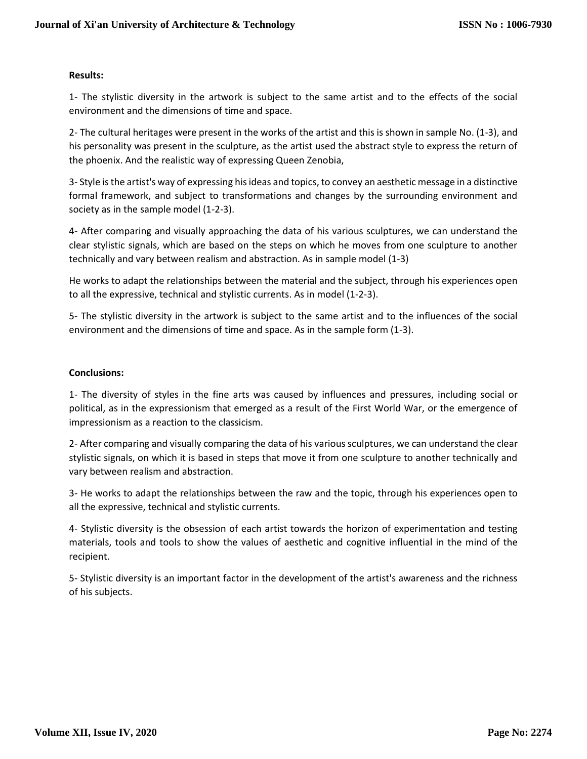**Results:**

1- The stylistic diversity in the artwork is subject to the same artist and to the effects of the social environment and the dimensions of time and space.

2- The cultural heritages were present in the works of the artist and this is shown in sample No. (1-3), and his personality was present in the sculpture, as the artist used the abstract style to express the return of the phoenix. And the realistic way of expressing Queen Zenobia,

3- Style is the artist's way of expressing his ideas and topics, to convey an aesthetic message in a distinctive formal framework, and subject to transformations and changes by the surrounding environment and society as in the sample model (1-2-3).

4- After comparing and visually approaching the data of his various sculptures, we can understand the clear stylistic signals, which are based on the steps on which he moves from one sculpture to another technically and vary between realism and abstraction. As in sample model (1-3)

He works to adapt the relationships between the material and the subject, through his experiences open to all the expressive, technical and stylistic currents. As in model (1-2-3).

5- The stylistic diversity in the artwork is subject to the same artist and to the influences of the social environment and the dimensions of time and space. As in the sample form (1-3).

**Conclusions:**

1- The diversity of styles in the fine arts was caused by influences and pressures, including social or political, as in the expressionism that emerged as a result of the First World War, or the emergence of impressionism as a reaction to the classicism.

2- After comparing and visually comparing the data of his various sculptures, we can understand the clear stylistic signals, on which it is based in steps that move it from one sculpture to another technically and vary between realism and abstraction.

3- He works to adapt the relationships between the raw and the topic, through his experiences open to all the expressive, technical and stylistic currents.

4- Stylistic diversity is the obsession of each artist towards the horizon of experimentation and testing materials, tools and tools to show the values of aesthetic and cognitive influential in the mind of the recipient.

5- Stylistic diversity is an important factor in the development of the artist's awareness and the richness of his subjects.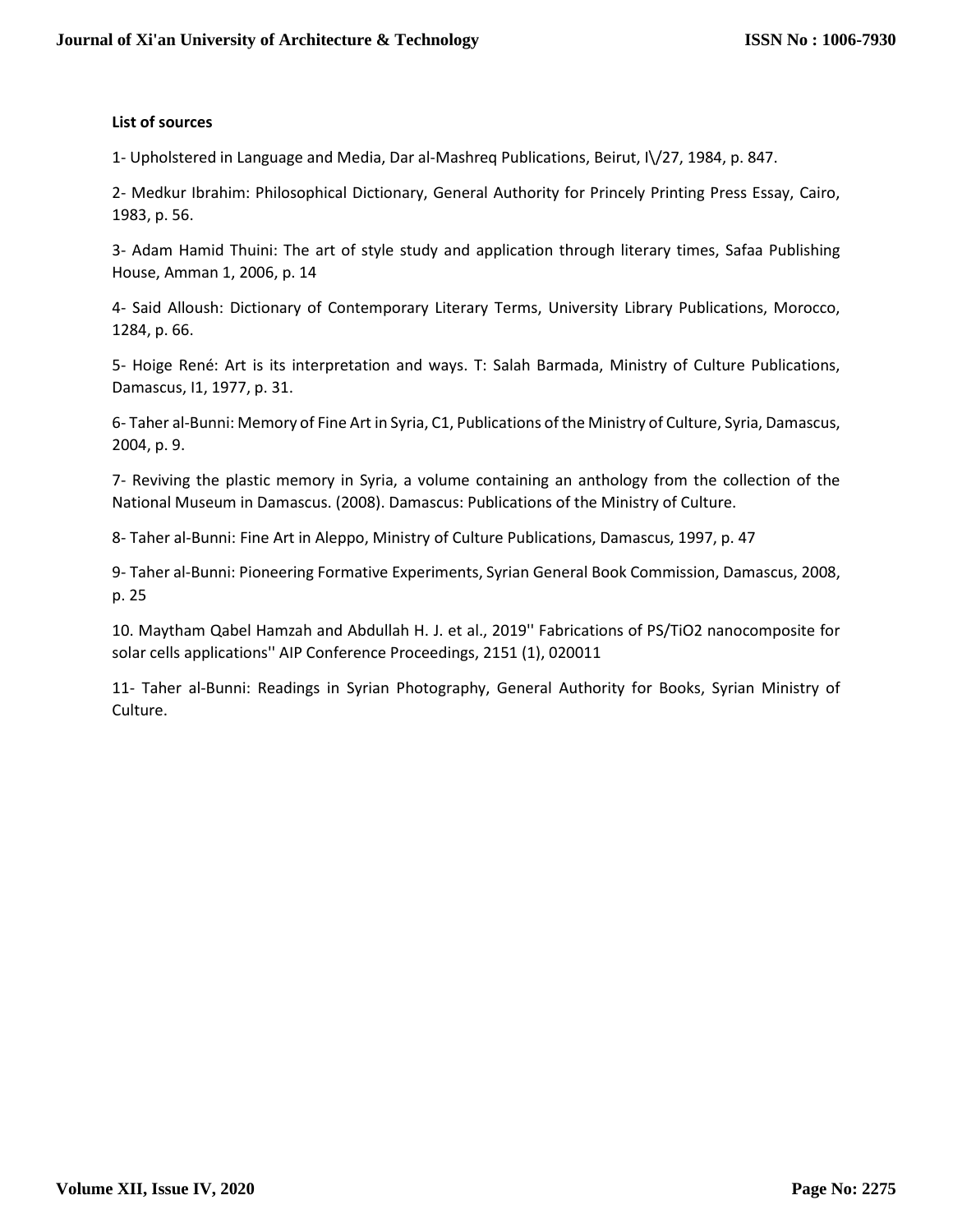**List of sources**

1- Upholstered in Language and Media, Dar al-Mashreq Publications, Beirut, I\/27, 1984, p. 847.

2- Medkur Ibrahim: Philosophical Dictionary, General Authority for Princely Printing Press Essay, Cairo, 1983, p. 56.

3- Adam Hamid Thuini: The art of style study and application through literary times, Safaa Publishing House, Amman 1, 2006, p. 14

4- Said Alloush: Dictionary of Contemporary Literary Terms, University Library Publications, Morocco, 1284, p. 66.

5- Hoige René: Art is its interpretation and ways. T: Salah Barmada, Ministry of Culture Publications, Damascus, I1, 1977, p. 31.

6- Taher al-Bunni: Memory of Fine Art in Syria, C1, Publications of the Ministry of Culture, Syria, Damascus, 2004, p. 9.

7- Reviving the plastic memory in Syria, a volume containing an anthology from the collection of the National Museum in Damascus. (2008). Damascus: Publications of the Ministry of Culture.

8- Taher al-Bunni: Fine Art in Aleppo, Ministry of Culture Publications, Damascus, 1997, p. 47

9- Taher al-Bunni: Pioneering Formative Experiments, Syrian General Book Commission, Damascus, 2008, p. 25

10. Maytham Qabel Hamzah and Abdullah H. J. et al., 2019'' Fabrications of PS/$TiO_2$ nanocomposite for solar cells applications'' AIP Conference Proceedings, 2151 (1), 020011

11- Taher al-Bunni: Readings in Syrian Photography, General Authority for Books, Syrian Ministry of Culture.